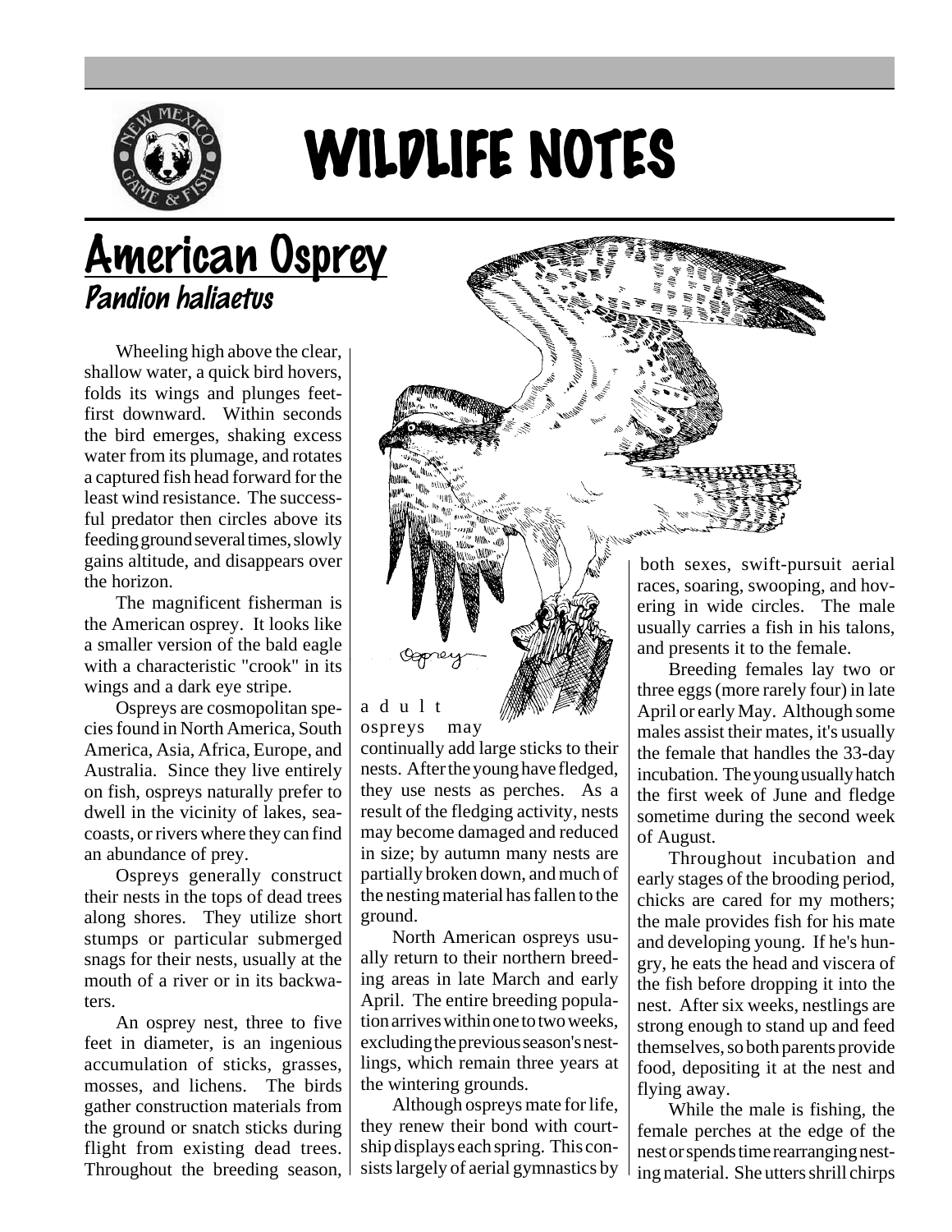# WILDLIFE NOTES

## American Osprey

### *Pandion haliaetus*

Wheeling high above the clear, shallow water, a quick bird hovers, folds its wings and plunges feet-first downward. Within seconds the bird emerges, shaking excess water from its plumage, and rotates a captured fish head forward for the least wind resistance. The successful predator then circles above its feeding ground several times, slowly gains altitude, and disappears over the horizon.

The magnificent fisherman is the American osprey. It looks like a smaller version of the bald eagle with a characteristic "crook" in its wings and a dark eye stripe.

Ospreys are cosmopolitan species found in North America, South America, Asia, Africa, Europe, and Australia. Since they live entirely on fish, ospreys naturally prefer to dwell in the vicinity of lakes, seacoasts, or rivers where they can find an abundance of prey.

Ospreys generally construct their nests in the tops of dead trees along shores. They utilize short stumps or particular submerged snags for their nests, usually at the mouth of a river or in its backwaters.

An osprey nest, three to five feet in diameter, is an ingenious accumulation of sticks, grasses, mosses, and lichens. The birds gather construction materials from the ground or snatch sticks during flight from existing dead trees. Throughout the breeding season, adult ospreys may continually add large sticks to their nests. After the young have fledged, they use nests as perches. As a result of the fledging activity, nests may become damaged and reduced in size; by autumn many nests are partially broken down, and much of the nesting material has fallen to the ground.

North American ospreys usually return to their northern breeding areas in late March and early April. The entire breeding population arrives within one to two weeks, excluding the previous season's nestlings, which remain three years at the wintering grounds.

Although ospreys mate for life, they renew their bond with courtship displays each spring. This consists largely of aerial gymnastics by both sexes, swift-pursuit aerial races, soaring, swooping, and hovering in wide circles. The male usually carries a fish in his talons, and presents it to the female.

Breeding females lay two or three eggs (more rarely four) in late April or early May. Although some males assist their mates, it's usually the female that handles the 33-day incubation. The young usually hatch the first week of June and fledge sometime during the second week of August.

Throughout incubation and early stages of the brooding period, chicks are cared for my mothers; the male provides fish for his mate and developing young. If he's hungry, he eats the head and viscera of the fish before dropping it into the nest. After six weeks, nestlings are strong enough to stand up and feed themselves, so both parents provide food, depositing it at the nest and flying away.

While the male is fishing, the female perches at the edge of the nest or spends time rearranging nesting material. She utters shrill chirps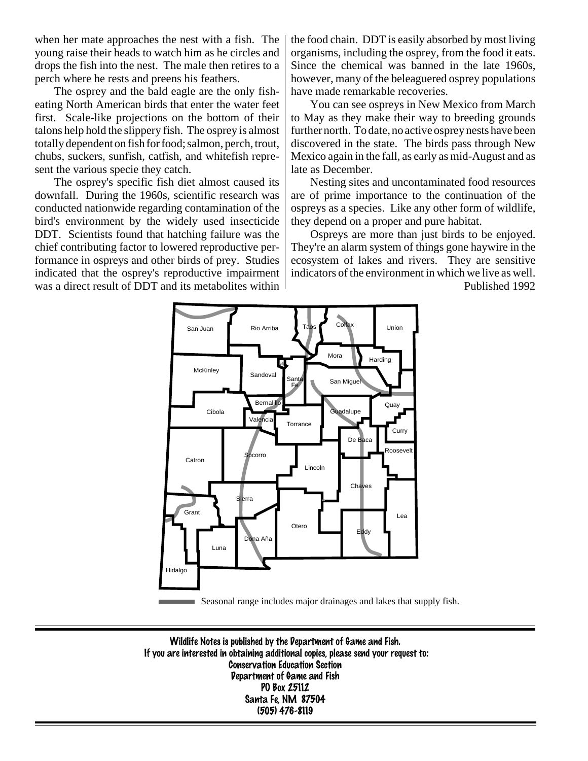when her mate approaches the nest with a fish. The young raise their heads to watch him as he circles and drops the fish into the nest. The male then retires to a perch where he rests and preens his feathers.

The osprey and the bald eagle are the only fish-eating North American birds that enter the water feet first. Scale-like projections on the bottom of their talons help hold the slippery fish. The osprey is almost totally dependent on fish for food; salmon, perch, trout, chubs, suckers, sunfish, catfish, and whitefish represent the various specie they catch.

The osprey's specific fish diet almost caused its downfall. During the 1960s, scientific research was conducted nationwide regarding contamination of the bird's environment by the widely used insecticide DDT. Scientists found that hatching failure was the chief contributing factor to lowered reproductive performance in ospreys and other birds of prey. Studies indicated that the osprey's reproductive impairment was a direct result of DDT and its metabolites within the food chain. DDT is easily absorbed by most living organisms, including the osprey, from the food it eats. Since the chemical was banned in the late 1960s, however, many of the beleaguered osprey populations have made remarkable recoveries.

You can see ospreys in New Mexico from March to May as they make their way to breeding grounds further north. To date, no active osprey nests have been discovered in the state. The birds pass through New Mexico again in the fall, as early as mid-August and as late as December.

Nesting sites and uncontaminated food resources are of prime importance to the continuation of the ospreys as a species. Like any other form of wildlife, they depend on a proper and pure habitat.

Ospreys are more than just birds to be enjoyed. They're an alarm system of things gone haywire in the ecosystem of lakes and rivers. They are sensitive indicators of the environment in which we live as well.

Published 1992

San Juan
Rio Arriba
Taos
Colfax
Union
Mora
Harding
McKinley
Sandoval
Santa Fe
San Miguel
Bernalillo
Quay
Cibola
Valencia
Torrance
Guadalupe
Curry
De Baca
Roosevelt
Catron
Socorro
Lincoln
Chaves
Sierra
Grant
Lea
Otero
Eddy
Dona Aña
Luna
Hidalgo

Seasonal range includes major drainages and lakes that supply fish.

---

Wildlife Notes is published by the Department of Game and Fish.
If you are interested in obtaining additional copies, please send your request to:
Conservation Education Section
Department of Game and Fish
PO Box 25112
Santa Fe, NM 87504
(505) 476-8119